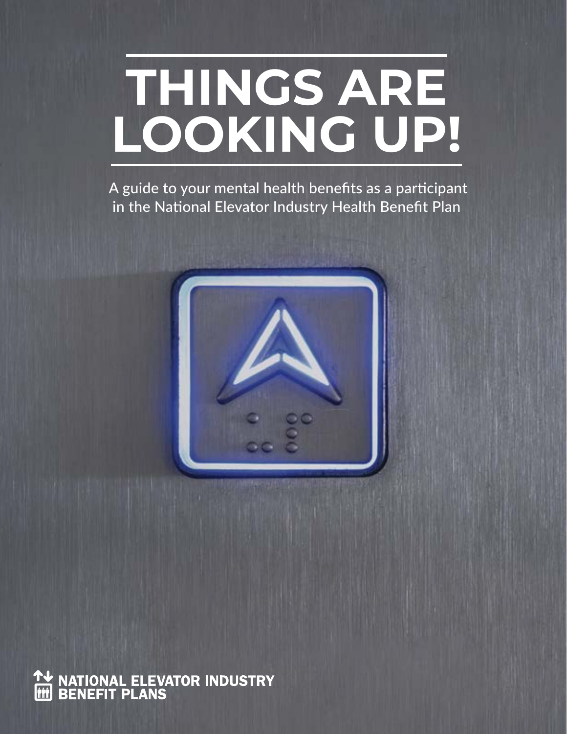# THINGS ARE LOOKING UP!

A guide to your mental health benefits as a participant in the National Elevator Industry Health Benefit Plan

NATIONAL ELEVATOR INDUSTRY BENEFIT PLANS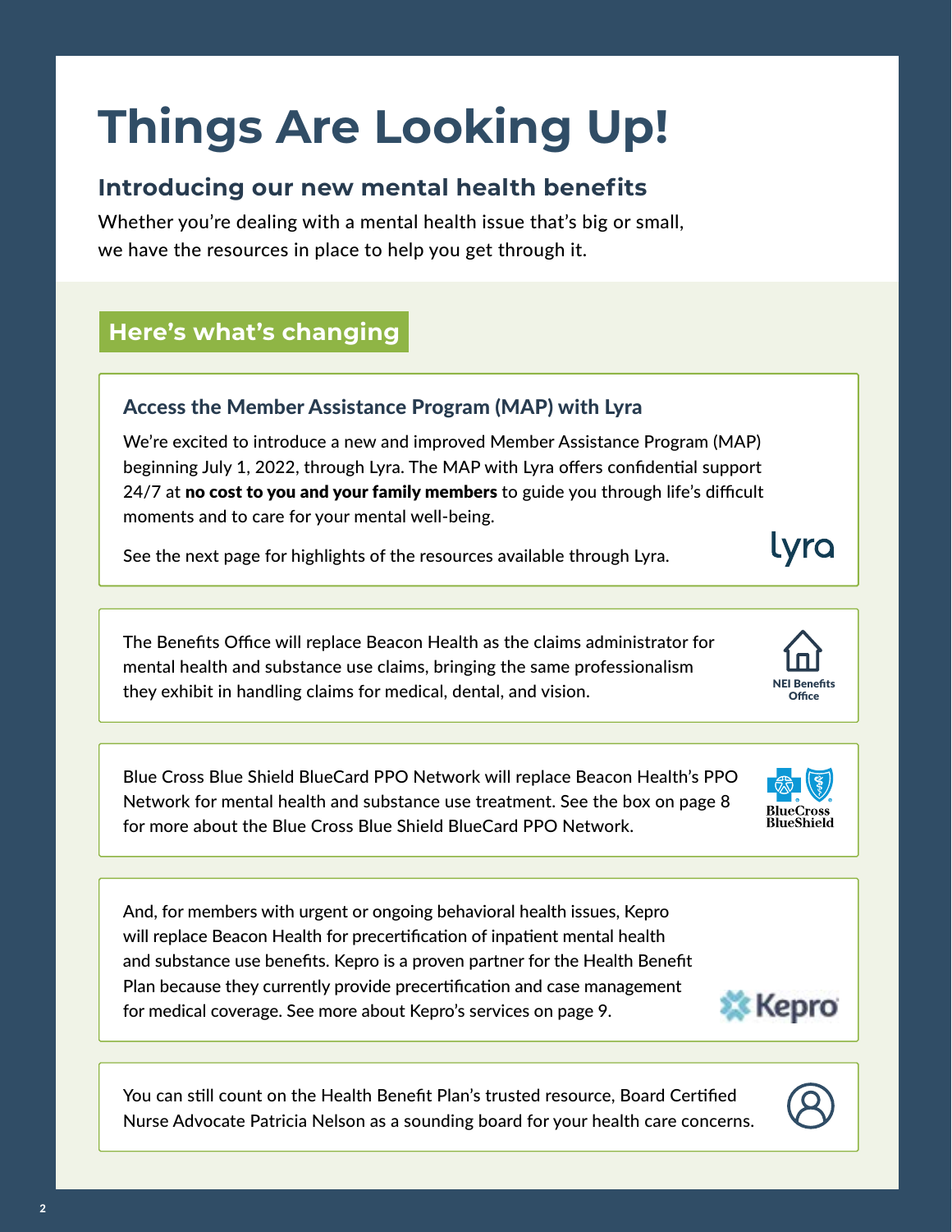# Things Are Looking Up!

## Introducing our new mental health benefits

Whether you're dealing with a mental health issue that's big or small, we have the resources in place to help you get through it.

### Here's what's changing

#### Access the Member Assistance Program (MAP) with Lyra

We're excited to introduce a new and improved Member Assistance Program (MAP) beginning July 1, 2022, through Lyra. The MAP with Lyra offers confidential support 24/7 at **no cost to you and your family members** to guide you through life's difficult moments and to care for your mental well-being.

See the next page for highlights of the resources available through Lyra.

lyra

---

The Benefits Office will replace Beacon Health as the claims administrator for mental health and substance use claims, bringing the same professionalism they exhibit in handling claims for medical, dental, and vision.

NEI Benefits Office

---

Blue Cross Blue Shield BlueCard PPO Network will replace Beacon Health's PPO Network for mental health and substance use treatment. See the box on page 8 for more about the Blue Cross Blue Shield BlueCard PPO Network.

BlueCross BlueShield

---

And, for members with urgent or ongoing behavioral health issues, Kepro will replace Beacon Health for precertification of inpatient mental health and substance use benefits. Kepro is a proven partner for the Health Benefit Plan because they currently provide precertification and case management for medical coverage. See more about Kepro's services on page 9.

Kepro

---

You can still count on the Health Benefit Plan's trusted resource, Board Certified Nurse Advocate Patricia Nelson as a sounding board for your health care concerns.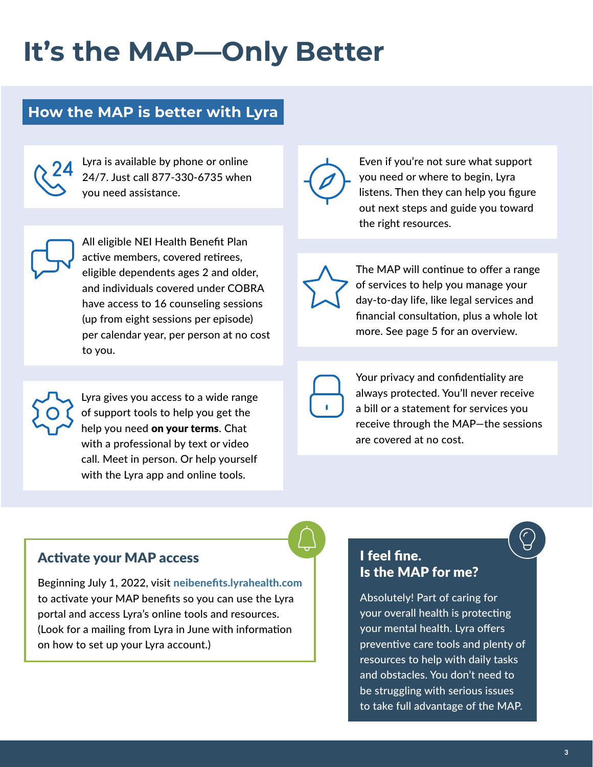# It's the MAP—Only Better

## How the MAP is better with Lyra

Lyra is available by phone or online 24/7. Just call 877-330-6735 when you need assistance.

All eligible NEI Health Benefit Plan active members, covered retirees, eligible dependents ages 2 and older, and individuals covered under COBRA have access to 16 counseling sessions (up from eight sessions per episode) per calendar year, per person at no cost to you.

Lyra gives you access to a wide range of support tools to help you get the help you need **on your terms**. Chat with a professional by text or video call. Meet in person. Or help yourself with the Lyra app and online tools.

Even if you're not sure what support you need or where to begin, Lyra listens. Then they can help you figure out next steps and guide you toward the right resources.

The MAP will continue to offer a range of services to help you manage your day-to-day life, like legal services and financial consultation, plus a whole lot more. See page 5 for an overview.

Your privacy and confidentiality are always protected. You'll never receive a bill or a statement for services you receive through the MAP—the sessions are covered at no cost.

### Activate your MAP access

Beginning July 1, 2022, visit **neibenefits.lyrahealth.com** to activate your MAP benefits so you can use the Lyra portal and access Lyra's online tools and resources. (Look for a mailing from Lyra in June with information on how to set up your Lyra account.)

### I feel fine. Is the MAP for me?

Absolutely! Part of caring for your overall health is protecting your mental health. Lyra offers preventive care tools and plenty of resources to help with daily tasks and obstacles. You don't need to be struggling with serious issues to take full advantage of the MAP.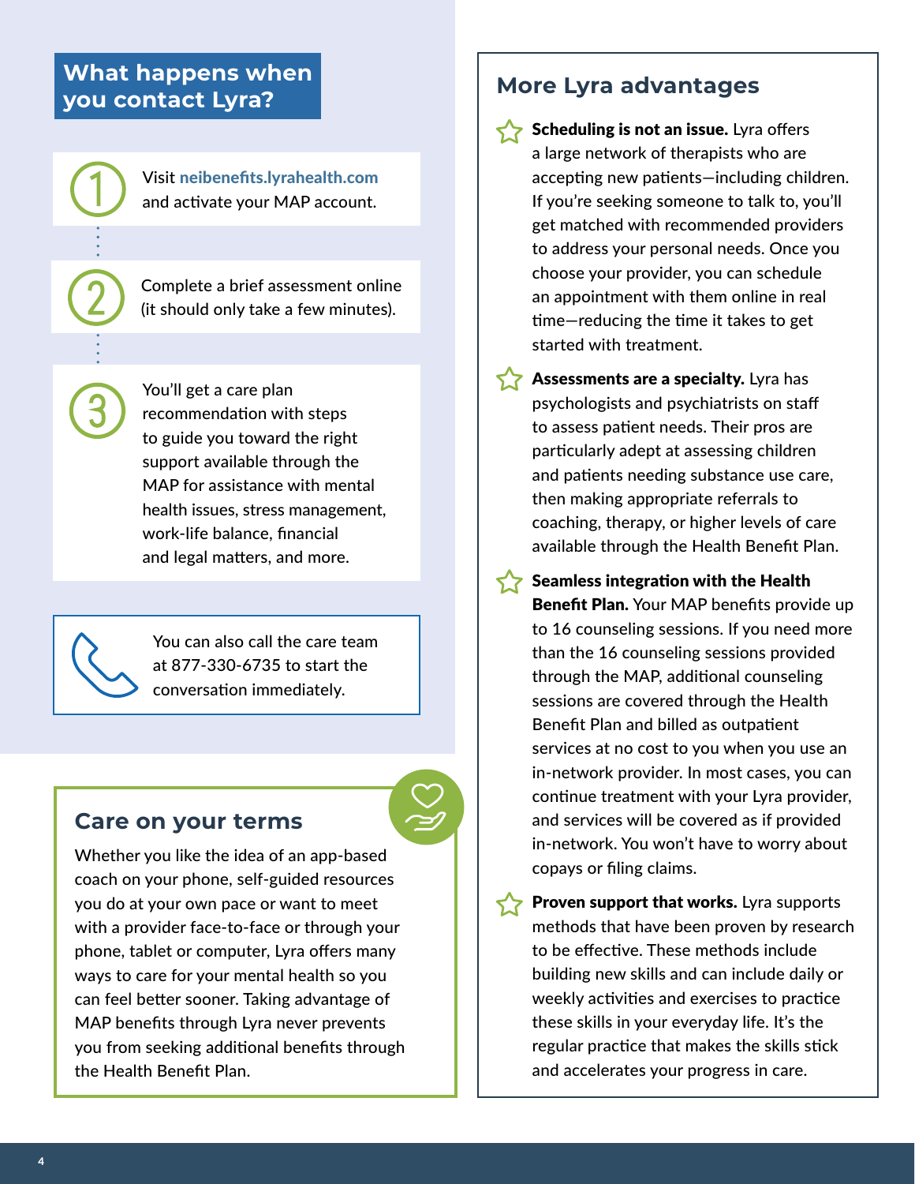## What happens when you contact Lyra?

1. Visit **neibenefits.lyrahealth.com** and activate your MAP account.
2. Complete a brief assessment online (it should only take a few minutes).
3. You'll get a care plan recommendation with steps to guide you toward the right support available through the MAP for assistance with mental health issues, stress management, work-life balance, financial and legal matters, and more.

You can also call the care team at 877-330-6735 to start the conversation immediately.

## Care on your terms

Whether you like the idea of an app-based coach on your phone, self-guided resources you do at your own pace or want to meet with a provider face-to-face or through your phone, tablet or computer, Lyra offers many ways to care for your mental health so you can feel better sooner. Taking advantage of MAP benefits through Lyra never prevents you from seeking additional benefits through the Health Benefit Plan.

## More Lyra advantages

- **Scheduling is not an issue.** Lyra offers a large network of therapists who are accepting new patients—including children. If you're seeking someone to talk to, you'll get matched with recommended providers to address your personal needs. Once you choose your provider, you can schedule an appointment with them online in real time—reducing the time it takes to get started with treatment.
- **Assessments are a specialty.** Lyra has psychologists and psychiatrists on staff to assess patient needs. Their pros are particularly adept at assessing children and patients needing substance use care, then making appropriate referrals to coaching, therapy, or higher levels of care available through the Health Benefit Plan.
- **Seamless integration with the Health Benefit Plan.** Your MAP benefits provide up to 16 counseling sessions. If you need more than the 16 counseling sessions provided through the MAP, additional counseling sessions are covered through the Health Benefit Plan and billed as outpatient services at no cost to you when you use an in-network provider. In most cases, you can continue treatment with your Lyra provider, and services will be covered as if provided in-network. You won't have to worry about copays or filing claims.
- **Proven support that works.** Lyra supports methods that have been proven by research to be effective. These methods include building new skills and can include daily or weekly activities and exercises to practice these skills in your everyday life. It's the regular practice that makes the skills stick and accelerates your progress in care.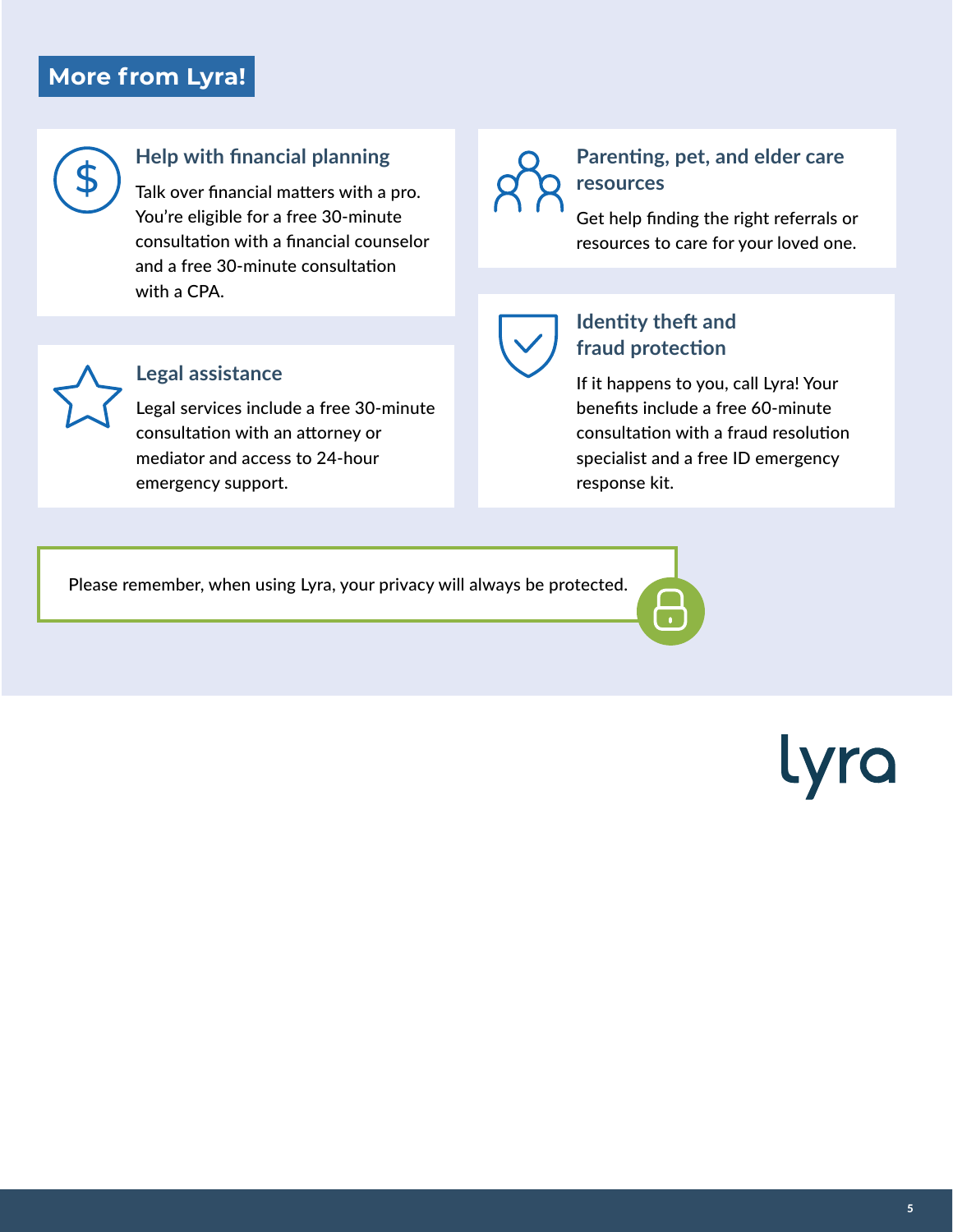## More from Lyra!

### Help with financial planning

Talk over financial matters with a pro. You're eligible for a free 30-minute consultation with a financial counselor and a free 30-minute consultation with a CPA.

### Legal assistance

Legal services include a free 30-minute consultation with an attorney or mediator and access to 24-hour emergency support.

### Parenting, pet, and elder care resources

Get help finding the right referrals or resources to care for your loved one.

### Identity theft and fraud protection

If it happens to you, call Lyra! Your benefits include a free 60-minute consultation with a fraud resolution specialist and a free ID emergency response kit.

Please remember, when using Lyra, your privacy will always be protected.

lyra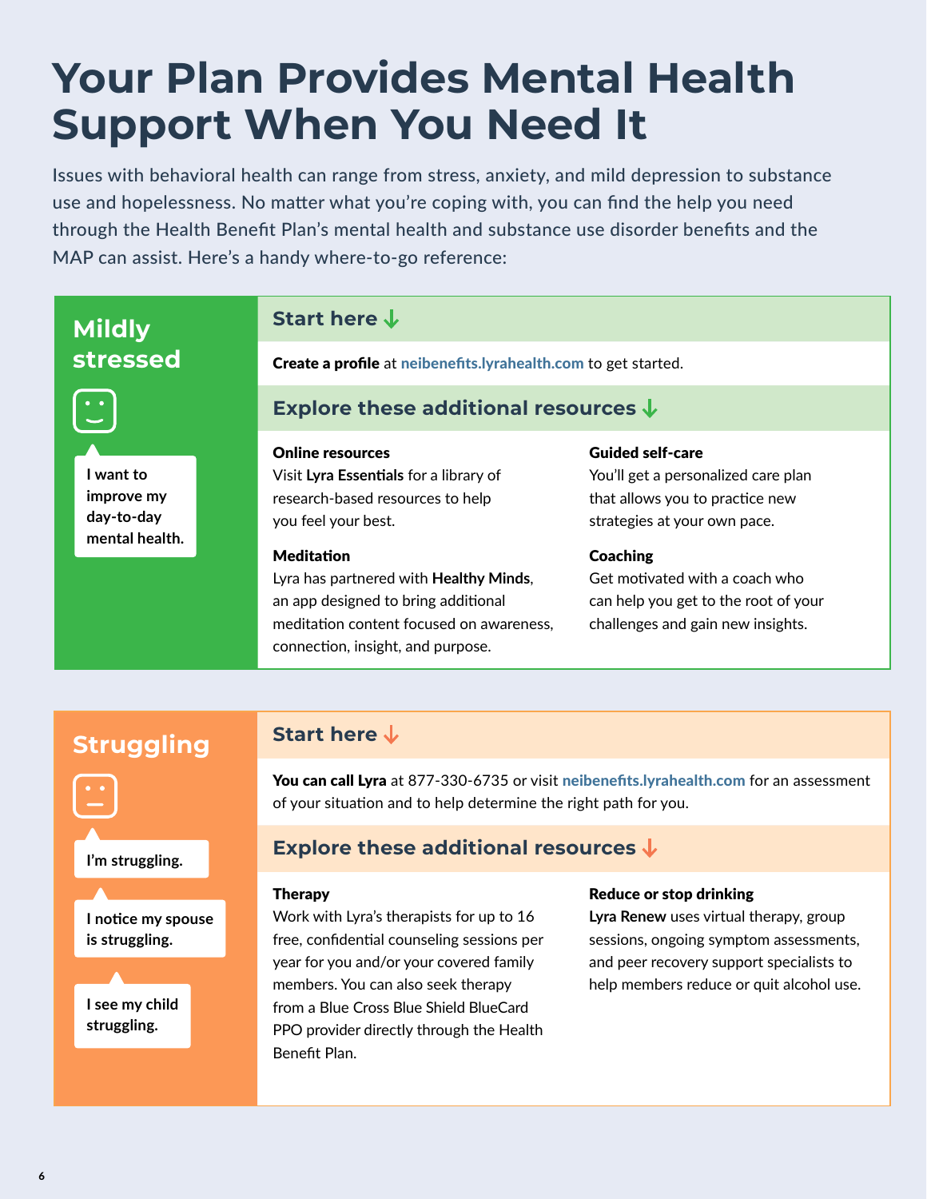# Your Plan Provides Mental Health Support When You Need It

Issues with behavioral health can range from stress, anxiety, and mild depression to substance use and hopelessness. No matter what you're coping with, you can find the help you need through the Health Benefit Plan's mental health and substance use disorder benefits and the MAP can assist. Here's a handy where-to-go reference:

## Mildly stressed

I want to improve my day-to-day mental health.

### Start here

**Create a profile** at neibenefits.lyrahealth.com to get started.

### Explore these additional resources

**Online resources**
Visit **Lyra Essentials** for a library of research-based resources to help you feel your best.

**Meditation**
Lyra has partnered with **Healthy Minds**, an app designed to bring additional meditation content focused on awareness, connection, insight, and purpose.

**Guided self-care**
You'll get a personalized care plan that allows you to practice new strategies at your own pace.

**Coaching**
Get motivated with a coach who can help you get to the root of your challenges and gain new insights.

## Struggling

I'm struggling.

I notice my spouse is struggling.

I see my child struggling.

### Start here

**You can call Lyra** at 877-330-6735 or visit neibenefits.lyrahealth.com for an assessment of your situation and to help determine the right path for you.

### Explore these additional resources

**Therapy**
Work with Lyra's therapists for up to 16 free, confidential counseling sessions per year for you and/or your covered family members. You can also seek therapy from a Blue Cross Blue Shield BlueCard PPO provider directly through the Health Benefit Plan.

**Reduce or stop drinking**
**Lyra Renew** uses virtual therapy, group sessions, ongoing symptom assessments, and peer recovery support specialists to help members reduce or quit alcohol use.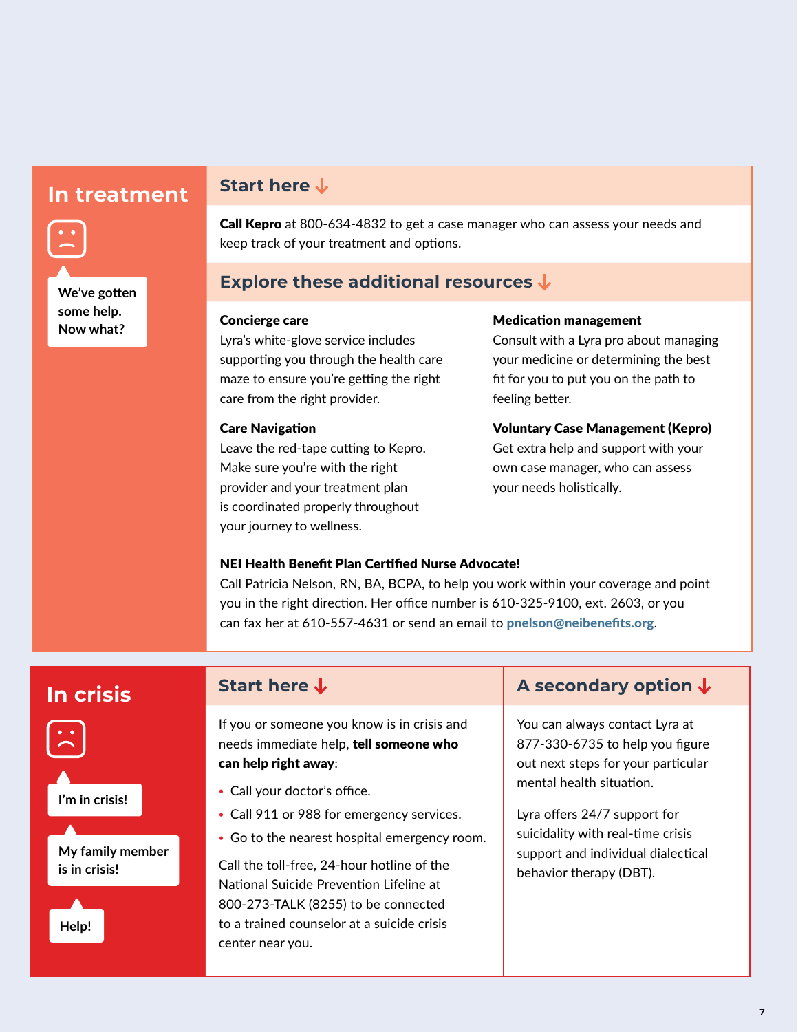## In treatment

We've gotten some help. Now what?

### Start here ↓

**Call Kepro** at 800-634-4832 to get a case manager who can assess your needs and keep track of your treatment and options.

### Explore these additional resources ↓

**Concierge care**
Lyra's white-glove service includes supporting you through the health care maze to ensure you're getting the right care from the right provider.

**Care Navigation**
Leave the red-tape cutting to Kepro. Make sure you're with the right provider and your treatment plan is coordinated properly throughout your journey to wellness.

**Medication management**
Consult with a Lyra pro about managing your medicine or determining the best fit for you to put you on the path to feeling better.

**Voluntary Case Management (Kepro)**
Get extra help and support with your own case manager, who can assess your needs holistically.

**NEI Health Benefit Plan Certified Nurse Advocate!**
Call Patricia Nelson, RN, BA, BCPA, to help you work within your coverage and point you in the right direction. Her office number is 610-325-9100, ext. 2603, or you can fax her at 610-557-4631 or send an email to pnelson@neibenefits.org.

## In crisis

I'm in crisis!

My family member is in crisis!

Help!

### Start here ↓

If you or someone you know is in crisis and needs immediate help, **tell someone who can help right away**:

- Call your doctor's office.
- Call 911 or 988 for emergency services.
- Go to the nearest hospital emergency room.

Call the toll-free, 24-hour hotline of the National Suicide Prevention Lifeline at 800-273-TALK (8255) to be connected to a trained counselor at a suicide crisis center near you.

### A secondary option ↓

You can always contact Lyra at 877-330-6735 to help you figure out next steps for your particular mental health situation.

Lyra offers 24/7 support for suicidality with real-time crisis support and individual dialectical behavior therapy (DBT).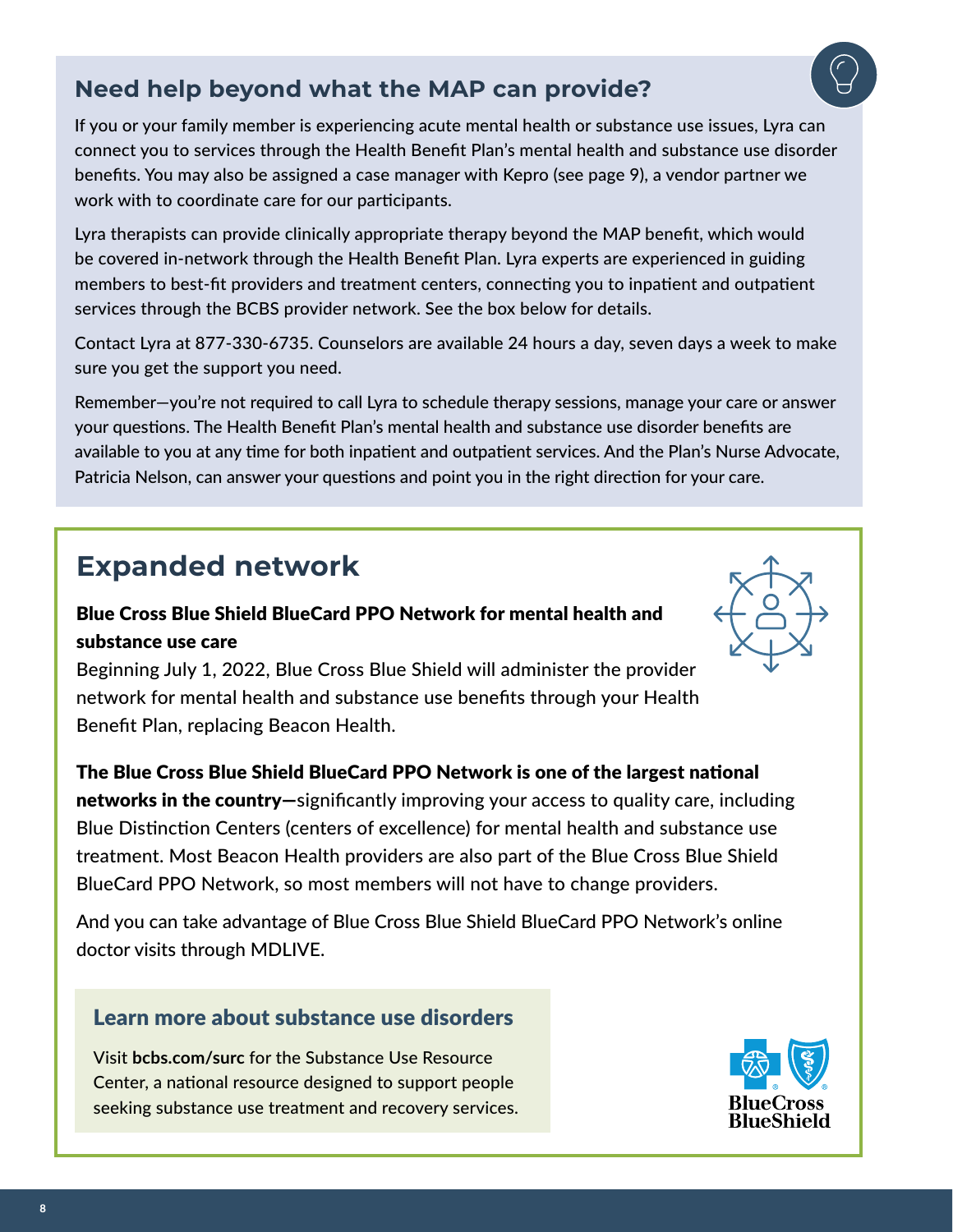## Need help beyond what the MAP can provide?

If you or your family member is experiencing acute mental health or substance use issues, Lyra can connect you to services through the Health Benefit Plan's mental health and substance use disorder benefits. You may also be assigned a case manager with Kepro (see page 9), a vendor partner we work with to coordinate care for our participants.

Lyra therapists can provide clinically appropriate therapy beyond the MAP benefit, which would be covered in-network through the Health Benefit Plan. Lyra experts are experienced in guiding members to best-fit providers and treatment centers, connecting you to inpatient and outpatient services through the BCBS provider network. See the box below for details.

Contact Lyra at 877-330-6735. Counselors are available 24 hours a day, seven days a week to make sure you get the support you need.

Remember—you're not required to call Lyra to schedule therapy sessions, manage your care or answer your questions. The Health Benefit Plan's mental health and substance use disorder benefits are available to you at any time for both inpatient and outpatient services. And the Plan's Nurse Advocate, Patricia Nelson, can answer your questions and point you in the right direction for your care.

## Expanded network

**Blue Cross Blue Shield BlueCard PPO Network for mental health and substance use care**

Beginning July 1, 2022, Blue Cross Blue Shield will administer the provider network for mental health and substance use benefits through your Health Benefit Plan, replacing Beacon Health.

**The Blue Cross Blue Shield BlueCard PPO Network is one of the largest national networks in the country—**significantly improving your access to quality care, including Blue Distinction Centers (centers of excellence) for mental health and substance use treatment. Most Beacon Health providers are also part of the Blue Cross Blue Shield BlueCard PPO Network, so most members will not have to change providers.

And you can take advantage of Blue Cross Blue Shield BlueCard PPO Network's online doctor visits through MDLIVE.

### Learn more about substance use disorders

Visit **bcbs.com/surc** for the Substance Use Resource Center, a national resource designed to support people seeking substance use treatment and recovery services.

BlueCross BlueShield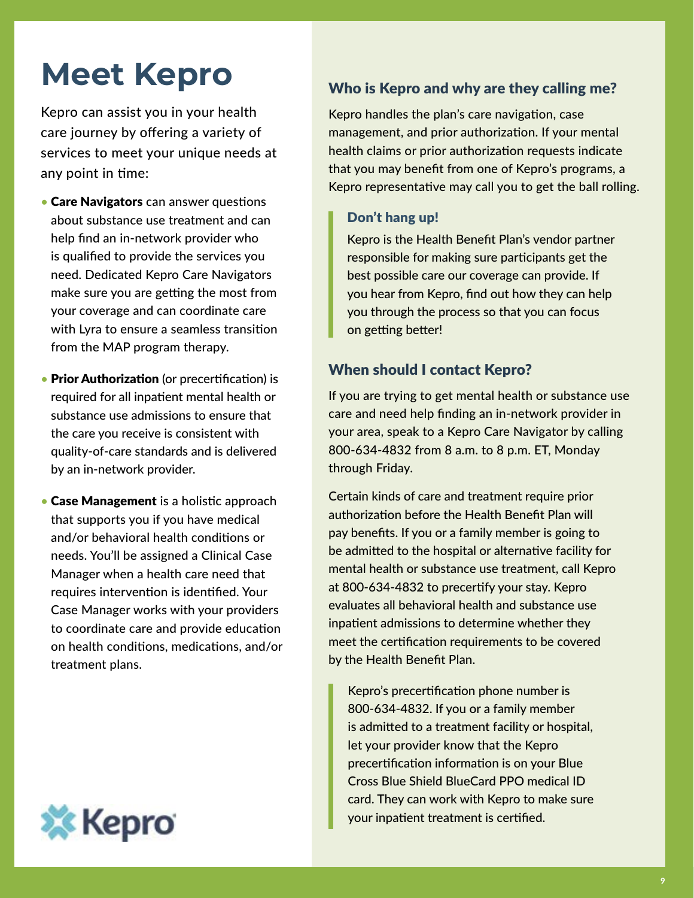# Meet Kepro

Kepro can assist you in your health care journey by offering a variety of services to meet your unique needs at any point in time:

- **Care Navigators** can answer questions about substance use treatment and can help find an in-network provider who is qualified to provide the services you need. Dedicated Kepro Care Navigators make sure you are getting the most from your coverage and can coordinate care with Lyra to ensure a seamless transition from the MAP program therapy.
- **Prior Authorization** (or precertification) is required for all inpatient mental health or substance use admissions to ensure that the care you receive is consistent with quality-of-care standards and is delivered by an in-network provider.
- **Case Management** is a holistic approach that supports you if you have medical and/or behavioral health conditions or needs. You'll be assigned a Clinical Case Manager when a health care need that requires intervention is identified. Your Case Manager works with your providers to coordinate care and provide education on health conditions, medications, and/or treatment plans.

Kepro

## Who is Kepro and why are they calling me?

Kepro handles the plan's care navigation, case management, and prior authorization. If your mental health claims or prior authorization requests indicate that you may benefit from one of Kepro's programs, a Kepro representative may call you to get the ball rolling.

### Don't hang up!

Kepro is the Health Benefit Plan's vendor partner responsible for making sure participants get the best possible care our coverage can provide. If you hear from Kepro, find out how they can help you through the process so that you can focus on getting better!

## When should I contact Kepro?

If you are trying to get mental health or substance use care and need help finding an in-network provider in your area, speak to a Kepro Care Navigator by calling 800-634-4832 from 8 a.m. to 8 p.m. ET, Monday through Friday.

Certain kinds of care and treatment require prior authorization before the Health Benefit Plan will pay benefits. If you or a family member is going to be admitted to the hospital or alternative facility for mental health or substance use treatment, call Kepro at 800-634-4832 to precertify your stay. Kepro evaluates all behavioral health and substance use inpatient admissions to determine whether they meet the certification requirements to be covered by the Health Benefit Plan.

Kepro's precertification phone number is 800-634-4832. If you or a family member is admitted to a treatment facility or hospital, let your provider know that the Kepro precertification information is on your Blue Cross Blue Shield BlueCard PPO medical ID card. They can work with Kepro to make sure your inpatient treatment is certified.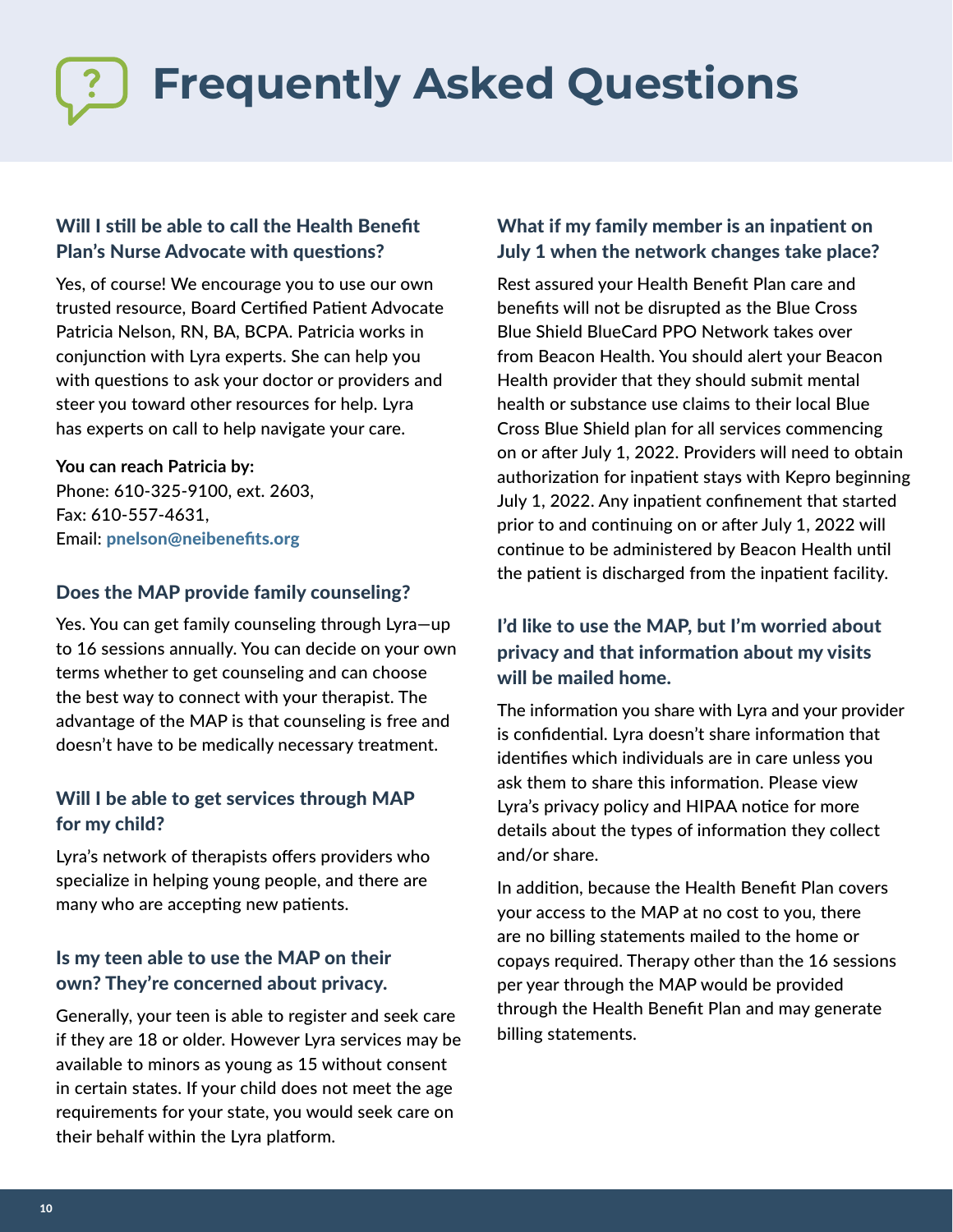# Frequently Asked Questions

### Will I still be able to call the Health Benefit Plan's Nurse Advocate with questions?

Yes, of course! We encourage you to use our own trusted resource, Board Certified Patient Advocate Patricia Nelson, RN, BA, BCPA. Patricia works in conjunction with Lyra experts. She can help you with questions to ask your doctor or providers and steer you toward other resources for help. Lyra has experts on call to help navigate your care.

**You can reach Patricia by:**
Phone: 610-325-9100, ext. 2603,
Fax: 610-557-4631,
Email: **pnelson@neibenefits.org**

### Does the MAP provide family counseling?

Yes. You can get family counseling through Lyra—up to 16 sessions annually. You can decide on your own terms whether to get counseling and can choose the best way to connect with your therapist. The advantage of the MAP is that counseling is free and doesn't have to be medically necessary treatment.

### Will I be able to get services through MAP for my child?

Lyra's network of therapists offers providers who specialize in helping young people, and there are many who are accepting new patients.

### Is my teen able to use the MAP on their own? They're concerned about privacy.

Generally, your teen is able to register and seek care if they are 18 or older. However Lyra services may be available to minors as young as 15 without consent in certain states. If your child does not meet the age requirements for your state, you would seek care on their behalf within the Lyra platform.

### What if my family member is an inpatient on July 1 when the network changes take place?

Rest assured your Health Benefit Plan care and benefits will not be disrupted as the Blue Cross Blue Shield BlueCard PPO Network takes over from Beacon Health. You should alert your Beacon Health provider that they should submit mental health or substance use claims to their local Blue Cross Blue Shield plan for all services commencing on or after July 1, 2022. Providers will need to obtain authorization for inpatient stays with Kepro beginning July 1, 2022. Any inpatient confinement that started prior to and continuing on or after July 1, 2022 will continue to be administered by Beacon Health until the patient is discharged from the inpatient facility.

### I'd like to use the MAP, but I'm worried about privacy and that information about my visits will be mailed home.

The information you share with Lyra and your provider is confidential. Lyra doesn't share information that identifies which individuals are in care unless you ask them to share this information. Please view Lyra's privacy policy and HIPAA notice for more details about the types of information they collect and/or share.

In addition, because the Health Benefit Plan covers your access to the MAP at no cost to you, there are no billing statements mailed to the home or copays required. Therapy other than the 16 sessions per year through the MAP would be provided through the Health Benefit Plan and may generate billing statements.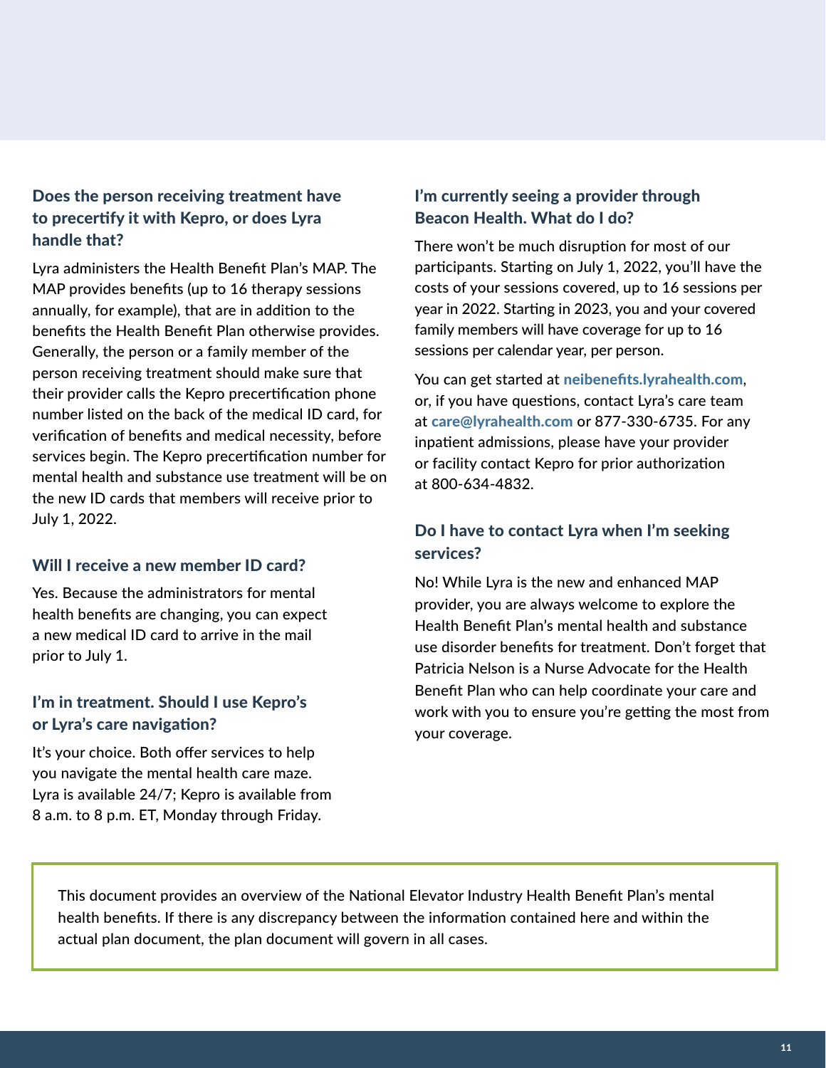### Does the person receiving treatment have to precertify it with Kepro, or does Lyra handle that?

Lyra administers the Health Benefit Plan's MAP. The MAP provides benefits (up to 16 therapy sessions annually, for example), that are in addition to the benefits the Health Benefit Plan otherwise provides. Generally, the person or a family member of the person receiving treatment should make sure that their provider calls the Kepro precertification phone number listed on the back of the medical ID card, for verification of benefits and medical necessity, before services begin. The Kepro precertification number for mental health and substance use treatment will be on the new ID cards that members will receive prior to July 1, 2022.

### Will I receive a new member ID card?

Yes. Because the administrators for mental health benefits are changing, you can expect a new medical ID card to arrive in the mail prior to July 1.

### I'm in treatment. Should I use Kepro's or Lyra's care navigation?

It's your choice. Both offer services to help you navigate the mental health care maze. Lyra is available 24/7; Kepro is available from 8 a.m. to 8 p.m. ET, Monday through Friday.

### I'm currently seeing a provider through Beacon Health. What do I do?

There won't be much disruption for most of our participants. Starting on July 1, 2022, you'll have the costs of your sessions covered, up to 16 sessions per year in 2022. Starting in 2023, you and your covered family members will have coverage for up to 16 sessions per calendar year, per person.

You can get started at **neibenefits.lyrahealth.com**, or, if you have questions, contact Lyra's care team at **care@lyrahealth.com** or 877-330-6735. For any inpatient admissions, please have your provider or facility contact Kepro for prior authorization at 800-634-4832.

### Do I have to contact Lyra when I'm seeking services?

No! While Lyra is the new and enhanced MAP provider, you are always welcome to explore the Health Benefit Plan's mental health and substance use disorder benefits for treatment. Don't forget that Patricia Nelson is a Nurse Advocate for the Health Benefit Plan who can help coordinate your care and work with you to ensure you're getting the most from your coverage.

This document provides an overview of the National Elevator Industry Health Benefit Plan's mental health benefits. If there is any discrepancy between the information contained here and within the actual plan document, the plan document will govern in all cases.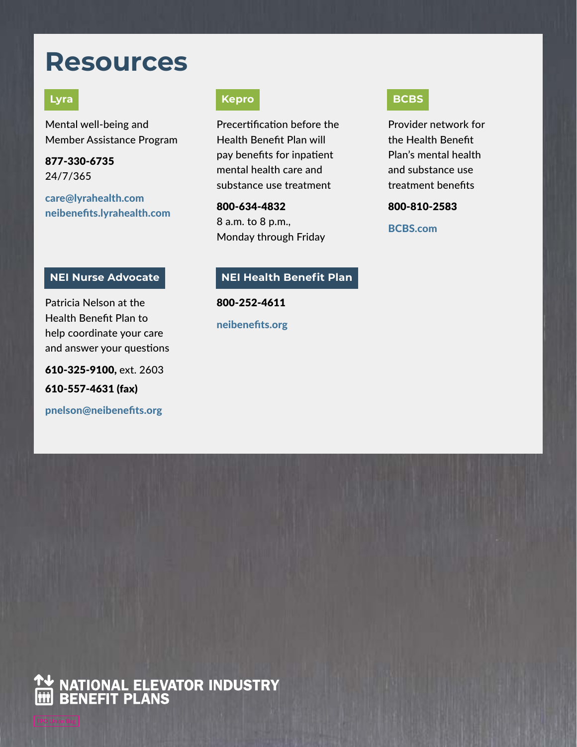# Resources

## Lyra

Mental well-being and Member Assistance Program

**877-330-6735**
24/7/365

**care@lyrahealth.com**
**neibenefits.lyrahealth.com**

## Kepro

Precertification before the Health Benefit Plan will pay benefits for inpatient mental health care and substance use treatment

**800-634-4832**
8 a.m. to 8 p.m., Monday through Friday

## BCBS

Provider network for the Health Benefit Plan's mental health and substance use treatment benefits

**800-810-2583**

**BCBS.com**

## NEI Nurse Advocate

Patricia Nelson at the Health Benefit Plan to help coordinate your care and answer your questions

**610-325-9100,** ext. 2603

**610-557-4631 (fax)**

**pnelson@neibenefits.org**

## NEI Health Benefit Plan

**800-252-4611**

**neibenefits.org**

NATIONAL ELEVATOR INDUSTRY BENEFIT PLANS

FPO Union Bug